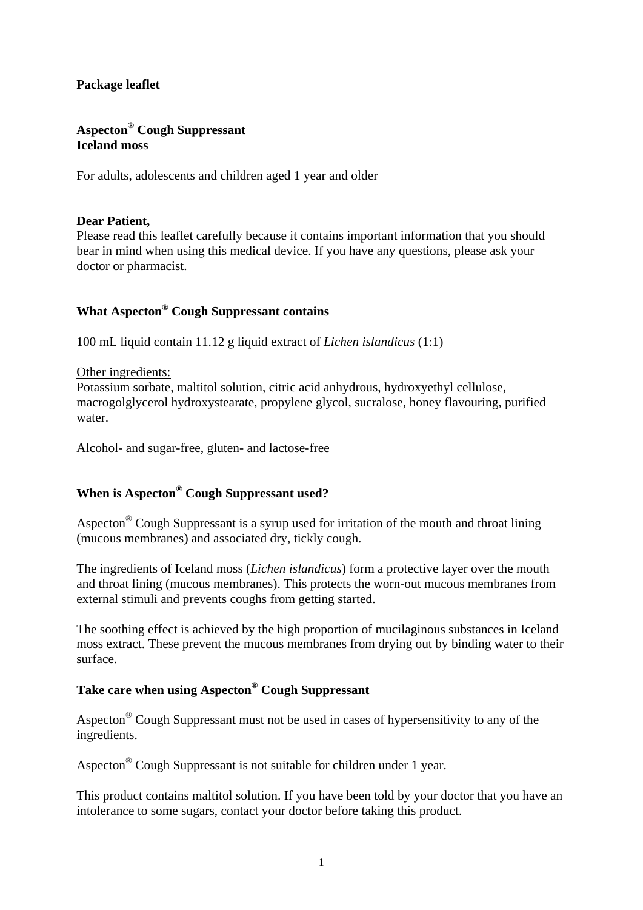**Package leaflet**

# Aspecton® Cough Suppressant
**Iceland moss**

For adults, adolescents and children aged 1 year and older

**Dear Patient,**
Please read this leaflet carefully because it contains important information that you should bear in mind when using this medical device. If you have any questions, please ask your doctor or pharmacist.

## What Aspecton® Cough Suppressant contains

100 mL liquid contain 11.12 g liquid extract of *Lichen islandicus* (1:1)

<u>Other ingredients:</u>
Potassium sorbate, maltitol solution, citric acid anhydrous, hydroxyethyl cellulose, macrogolglycerol hydroxystearate, propylene glycol, sucralose, honey flavouring, purified water.

Alcohol- and sugar-free, gluten- and lactose-free

## When is Aspecton® Cough Suppressant used?

Aspecton® Cough Suppressant is a syrup used for irritation of the mouth and throat lining (mucous membranes) and associated dry, tickly cough.

The ingredients of Iceland moss (*Lichen islandicus*) form a protective layer over the mouth and throat lining (mucous membranes). This protects the worn-out mucous membranes from external stimuli and prevents coughs from getting started.

The soothing effect is achieved by the high proportion of mucilaginous substances in Iceland moss extract. These prevent the mucous membranes from drying out by binding water to their surface.

## Take care when using Aspecton® Cough Suppressant

Aspecton® Cough Suppressant must not be used in cases of hypersensitivity to any of the ingredients.

Aspecton® Cough Suppressant is not suitable for children under 1 year.

This product contains maltitol solution. If you have been told by your doctor that you have an intolerance to some sugars, contact your doctor before taking this product.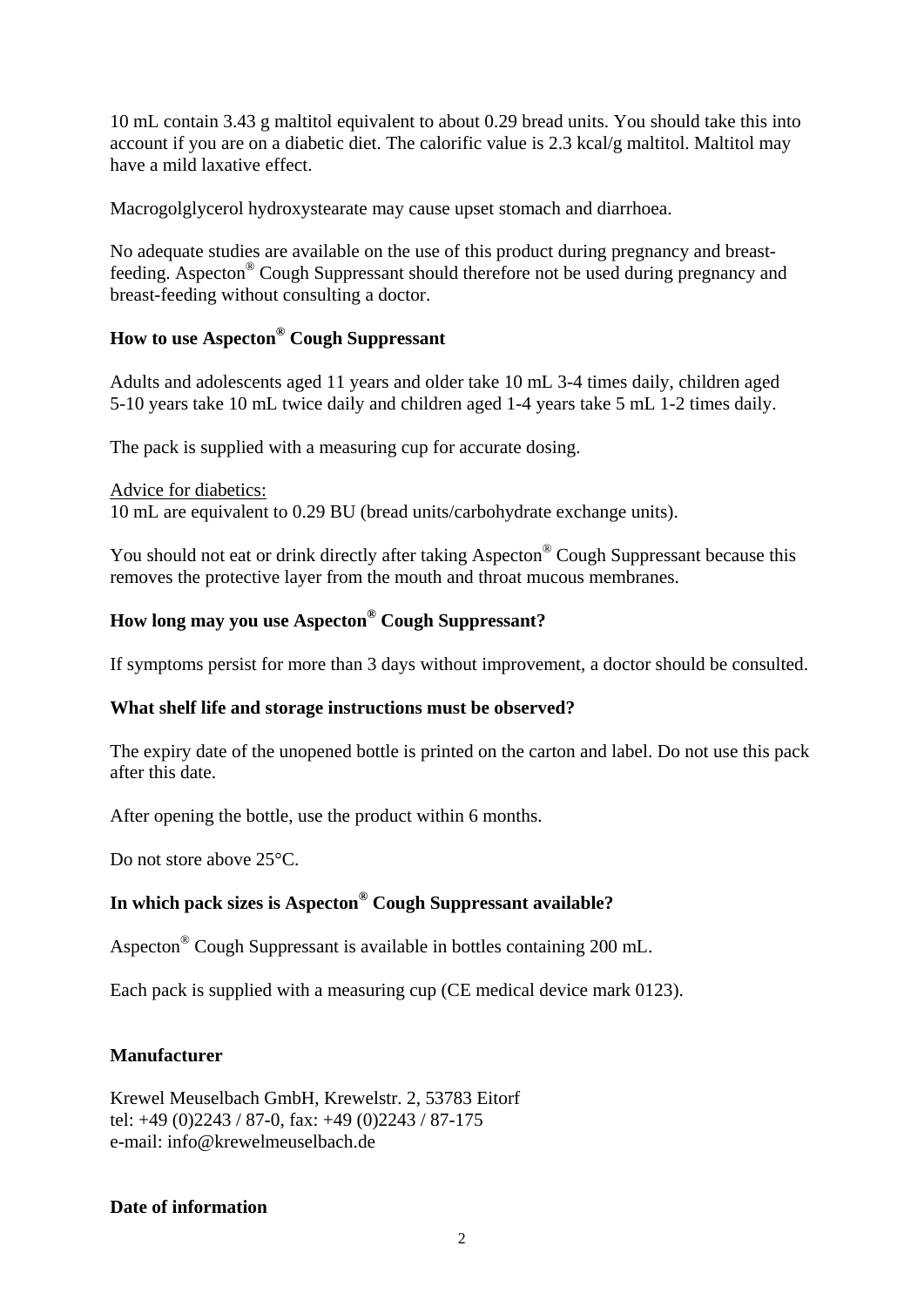10 mL contain 3.43 g maltitol equivalent to about 0.29 bread units. You should take this into account if you are on a diabetic diet. The calorific value is 2.3 kcal/g maltitol. Maltitol may have a mild laxative effect.

Macrogolglycerol hydroxystearate may cause upset stomach and diarrhoea.

No adequate studies are available on the use of this product during pregnancy and breast-feeding. Aspecton® Cough Suppressant should therefore not be used during pregnancy and breast-feeding without consulting a doctor.

**How to use Aspecton® Cough Suppressant**

Adults and adolescents aged 11 years and older take 10 mL 3-4 times daily, children aged 5-10 years take 10 mL twice daily and children aged 1-4 years take 5 mL 1-2 times daily.

The pack is supplied with a measuring cup for accurate dosing.

Advice for diabetics:
10 mL are equivalent to 0.29 BU (bread units/carbohydrate exchange units).

You should not eat or drink directly after taking Aspecton® Cough Suppressant because this removes the protective layer from the mouth and throat mucous membranes.

**How long may you use Aspecton® Cough Suppressant?**

If symptoms persist for more than 3 days without improvement, a doctor should be consulted.

**What shelf life and storage instructions must be observed?**

The expiry date of the unopened bottle is printed on the carton and label. Do not use this pack after this date.

After opening the bottle, use the product within 6 months.

Do not store above 25°C.

**In which pack sizes is Aspecton® Cough Suppressant available?**

Aspecton® Cough Suppressant is available in bottles containing 200 mL.

Each pack is supplied with a measuring cup (CE medical device mark 0123).

**Manufacturer**

Krewel Meuselbach GmbH, Krewelstr. 2, 53783 Eitorf
tel: +49 (0)2243 / 87-0, fax: +49 (0)2243 / 87-175
e-mail: info@krewelmeuselbach.de

**Date of information**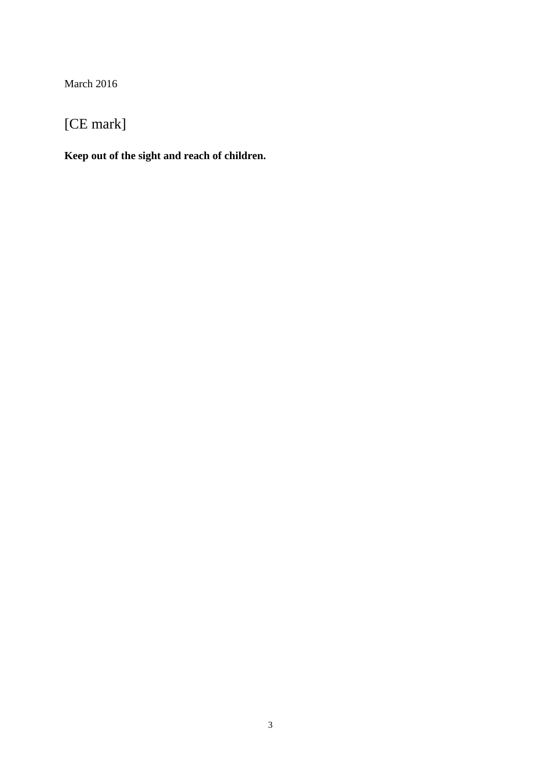March 2016

[CE mark]

**Keep out of the sight and reach of children.**